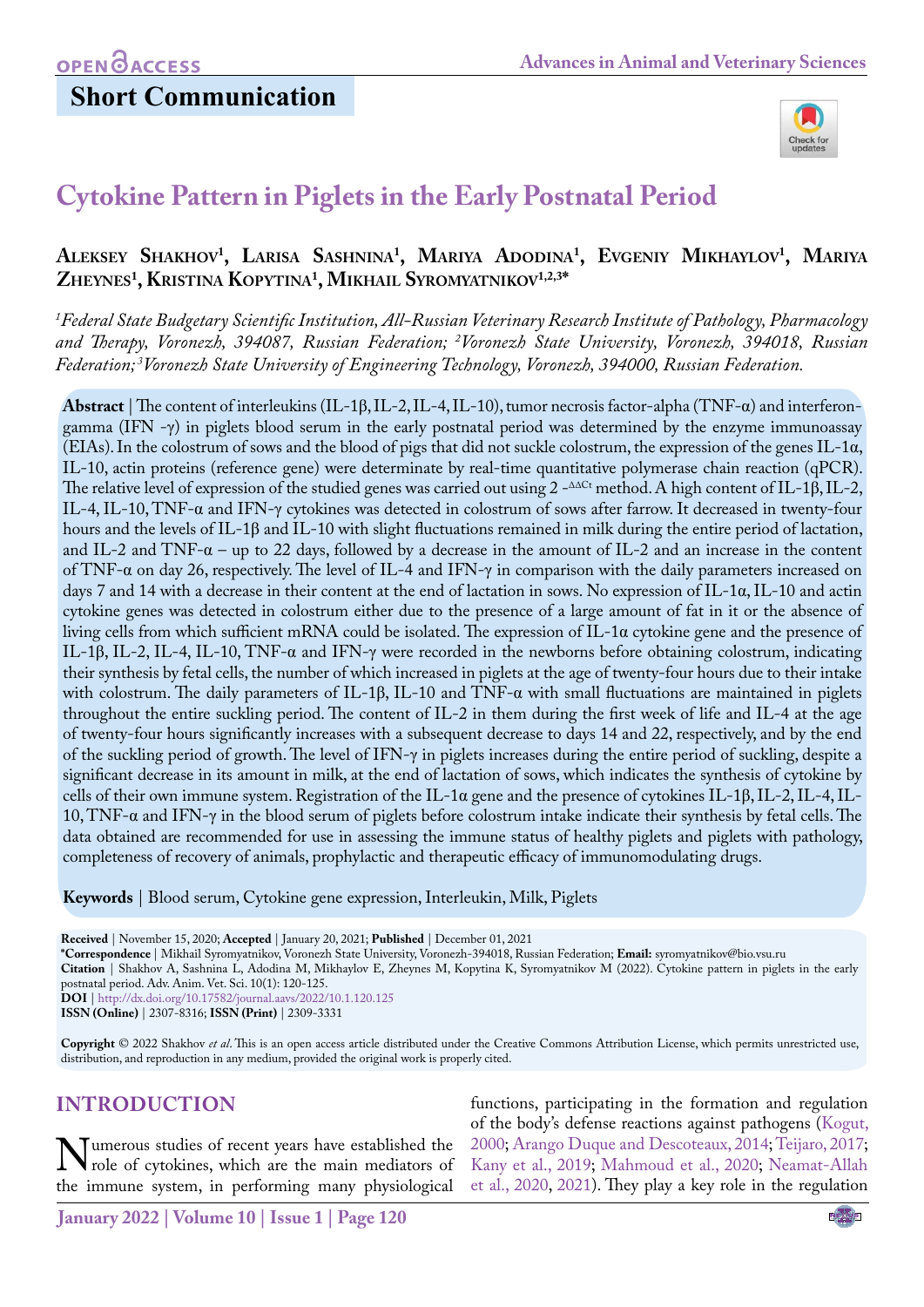OPEN ACCESS

## Short Communication

# Cytokine Pattern in Piglets in the Early Postnatal Period

**Aleksey Shakhov[1], Larisa Sashnina[1], Mariya Adodina[1], Evgeniy Mikhaylov[1], Mariya Zheynes[1], Kristina Kopytina[1], Mikhail Syromyatnikov[1,2,3]***

*[1]Federal State Budgetary Scientific Institution, All-Russian Veterinary Research Institute of Pathology, Pharmacology and Therapy, Voronezh, 394087, Russian Federation; [2]Voronezh State University, Voronezh, 394018, Russian Federation; [3]Voronezh State University of Engineering Technology, Voronezh, 394000, Russian Federation.*

**Abstract** | The content of interleukins (IL-1β, IL-2, IL-4, IL-10), tumor necrosis factor-alpha (TNF-α) and interferon-gamma (IFN -γ) in piglets blood serum in the early postnatal period was determined by the enzyme immunoassay (EIAs). In the colostrum of sows and the blood of pigs that did not suckle colostrum, the expression of the genes IL-1α, IL-10, actin proteins (reference gene) were determinate by real-time quantitative polymerase chain reaction (qPCR). The relative level of expression of the studied genes was carried out using $2^{-\Delta\Delta Ct}$ method. A high content of IL-1β, IL-2, IL-4, IL-10, TNF-α and IFN-γ cytokines was detected in colostrum of sows after farrow. It decreased in twenty-four hours and the levels of IL-1β and IL-10 with slight fluctuations remained in milk during the entire period of lactation, and IL-2 and TNF-α – up to 22 days, followed by a decrease in the amount of IL-2 and an increase in the content of TNF-α on day 26, respectively. The level of IL-4 and IFN-γ in comparison with the daily parameters increased on days 7 and 14 with a decrease in their content at the end of lactation in sows. No expression of IL-1α, IL-10 and actin cytokine genes was detected in colostrum either due to the presence of a large amount of fat in it or the absence of living cells from which sufficient mRNA could be isolated. The expression of IL-1α cytokine gene and the presence of IL-1β, IL-2, IL-4, IL-10, TNF-α and IFN-γ were recorded in the newborns before obtaining colostrum, indicating their synthesis by fetal cells, the number of which increased in piglets at the age of twenty-four hours due to their intake with colostrum. The daily parameters of IL-1β, IL-10 and TNF-α with small fluctuations are maintained in piglets throughout the entire suckling period. The content of IL-2 in them during the first week of life and IL-4 at the age of twenty-four hours significantly increases with a subsequent decrease to days 14 and 22, respectively, and by the end of the suckling period of growth. The level of IFN-γ in piglets increases during the entire period of suckling, despite a significant decrease in its amount in milk, at the end of lactation of sows, which indicates the synthesis of cytokine by cells of their own immune system. Registration of the IL-1α gene and the presence of cytokines IL-1β, IL-2, IL-4, IL-10, TNF-α and IFN-γ in the blood serum of piglets before colostrum intake indicate their synthesis by fetal cells. The data obtained are recommended for use in assessing the immune status of healthy piglets and piglets with pathology, completeness of recovery of animals, prophylactic and therapeutic efficacy of immunomodulating drugs.

**Keywords** | Blood serum, Cytokine gene expression, Interleukin, Milk, Piglets

**Received** | November 15, 2020; **Accepted** | January 20, 2021; **Published** | December 01, 2021
***Correspondence** | Mikhail Syromyatnikov, Voronezh State University, Voronezh-394018, Russian Federation; **Email:** syromyatnikov@bio.vsu.ru
**Citation** | Shakhov A, Sashnina L, Adodina M, Mikhaylov E, Zheynes M, Kopytina K, Syromyatnikov M (2022). Cytokine pattern in piglets in the early postnatal period. Adv. Anim. Vet. Sci. 10(1): 120-125.
**DOI** | http://dx.doi.org/10.17582/journal.aavs/2022/10.1.120.125
**ISSN (Online)** | 2307-8316; **ISSN (Print)** | 2309-3331

**Copyright** © 2022 Shakhov *et al*. This is an open access article distributed under the Creative Commons Attribution License, which permits unrestricted use, distribution, and reproduction in any medium, provided the original work is properly cited.

## INTRODUCTION

Numerous studies of recent years have established the role of cytokines, which are the main mediators of the immune system, in performing many physiological functions, participating in the formation and regulation of the body's defense reactions against pathogens (Kogut, 2000; Arango Duque and Descoteaux, 2014; Teijaro, 2017; Kany et al., 2019; Mahmoud et al., 2020; Neamat-Allah et al., 2020, 2021). They play a key role in the regulation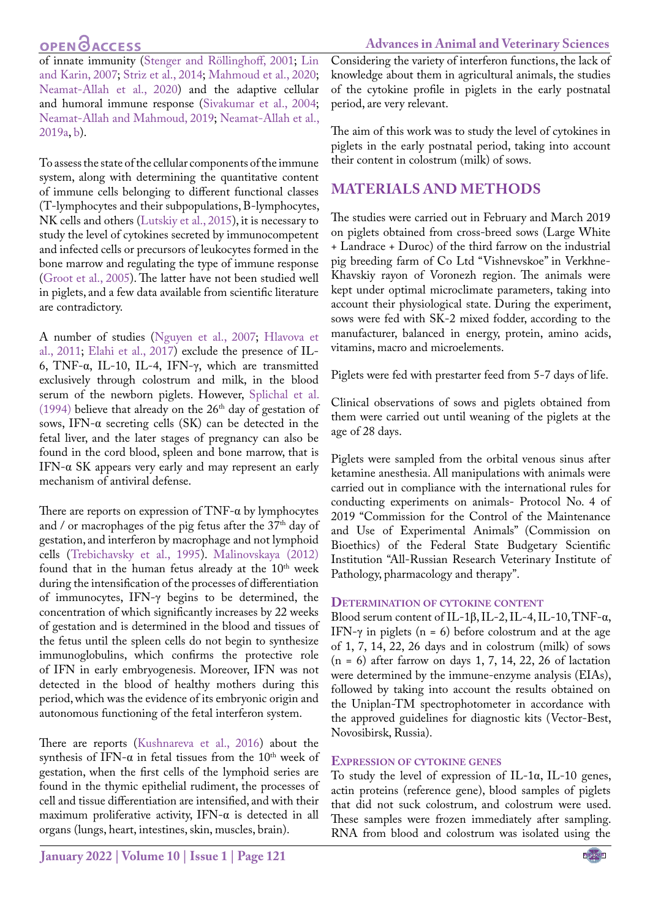of innate immunity (Stenger and Röllinghoff, 2001; Lin and Karin, 2007; Striz et al., 2014; Mahmoud et al., 2020; Neamat-Allah et al., 2020) and the adaptive cellular and humoral immune response (Sivakumar et al., 2004; Neamat-Allah and Mahmoud, 2019; Neamat-Allah et al., 2019a, b).

To assess the state of the cellular components of the immune system, along with determining the quantitative content of immune cells belonging to different functional classes (T-lymphocytes and their subpopulations, B-lymphocytes, NK cells and others (Lutskiy et al., 2015), it is necessary to study the level of cytokines secreted by immunocompetent and infected cells or precursors of leukocytes formed in the bone marrow and regulating the type of immune response (Groot et al., 2005). The latter have not been studied well in piglets, and a few data available from scientific literature are contradictory.

A number of studies (Nguyen et al., 2007; Hlavova et al., 2011; Elahi et al., 2017) exclude the presence of IL-6, TNF-α, IL-10, IL-4, IFN-γ, which are transmitted exclusively through colostrum and milk, in the blood serum of the newborn piglets. However, Splichal et al. (1994) believe that already on the 26th day of gestation of sows, IFN-α secreting cells (SK) can be detected in the fetal liver, and the later stages of pregnancy can also be found in the cord blood, spleen and bone marrow, that is IFN-α SK appears very early and may represent an early mechanism of antiviral defense.

There are reports on expression of TNF-α by lymphocytes and / or macrophages of the pig fetus after the 37th day of gestation, and interferon by macrophage and not lymphoid cells (Trebichavsky et al., 1995). Malinovskaya (2012) found that in the human fetus already at the 10th week during the intensification of the processes of differentiation of immunocytes, IFN-γ begins to be determined, the concentration of which significantly increases by 22 weeks of gestation and is determined in the blood and tissues of the fetus until the spleen cells do not begin to synthesize immunoglobulins, which confirms the protective role of IFN in early embryogenesis. Moreover, IFN was not detected in the blood of healthy mothers during this period, which was the evidence of its embryonic origin and autonomous functioning of the fetal interferon system.

There are reports (Kushnareva et al., 2016) about the synthesis of IFN-α in fetal tissues from the 10th week of gestation, when the first cells of the lymphoid series are found in the thymic epithelial rudiment, the processes of cell and tissue differentiation are intensified, and with their maximum proliferative activity, IFN-α is detected in all organs (lungs, heart, intestines, skin, muscles, brain).

Considering the variety of interferon functions, the lack of knowledge about them in agricultural animals, the studies of the cytokine profile in piglets in the early postnatal period, are very relevant.

The aim of this work was to study the level of cytokines in piglets in the early postnatal period, taking into account their content in colostrum (milk) of sows.

## MATERIALS AND METHODS

The studies were carried out in February and March 2019 on piglets obtained from cross-breed sows (Large White + Landrace + Duroc) of the third farrow on the industrial pig breeding farm of Co Ltd "Vishnevskoe" in Verkhne-Khavskiy rayon of Voronezh region. The animals were kept under optimal microclimate parameters, taking into account their physiological state. During the experiment, sows were fed with SK-2 mixed fodder, according to the manufacturer, balanced in energy, protein, amino acids, vitamins, macro and microelements.

Piglets were fed with prestarter feed from 5-7 days of life.

Clinical observations of sows and piglets obtained from them were carried out until weaning of the piglets at the age of 28 days.

Piglets were sampled from the orbital venous sinus after ketamine anesthesia. All manipulations with animals were carried out in compliance with the international rules for conducting experiments on animals- Protocol No. 4 of 2019 "Commission for the Control of the Maintenance and Use of Experimental Animals" (Commission on Bioethics) of the Federal State Budgetary Scientific Institution "All-Russian Research Veterinary Institute of Pathology, pharmacology and therapy".

### Determination of cytokine content

Blood serum content of IL-1β, IL-2, IL-4, IL-10, TNF-α, IFN-γ in piglets ($n = 6$) before colostrum and at the age of 1, 7, 14, 22, 26 days and in colostrum (milk) of sows ($n = 6$) after farrow on days 1, 7, 14, 22, 26 of lactation were determined by the immune-enzyme analysis (EIAs), followed by taking into account the results obtained on the Uniplan-TM spectrophotometer in accordance with the approved guidelines for diagnostic kits (Vector-Best, Novosibirsk, Russia).

### Expression of cytokine genes

To study the level of expression of IL-1α, IL-10 genes, actin proteins (reference gene), blood samples of piglets that did not suck colostrum, and colostrum were used. These samples were frozen immediately after sampling. RNA from blood and colostrum was isolated using the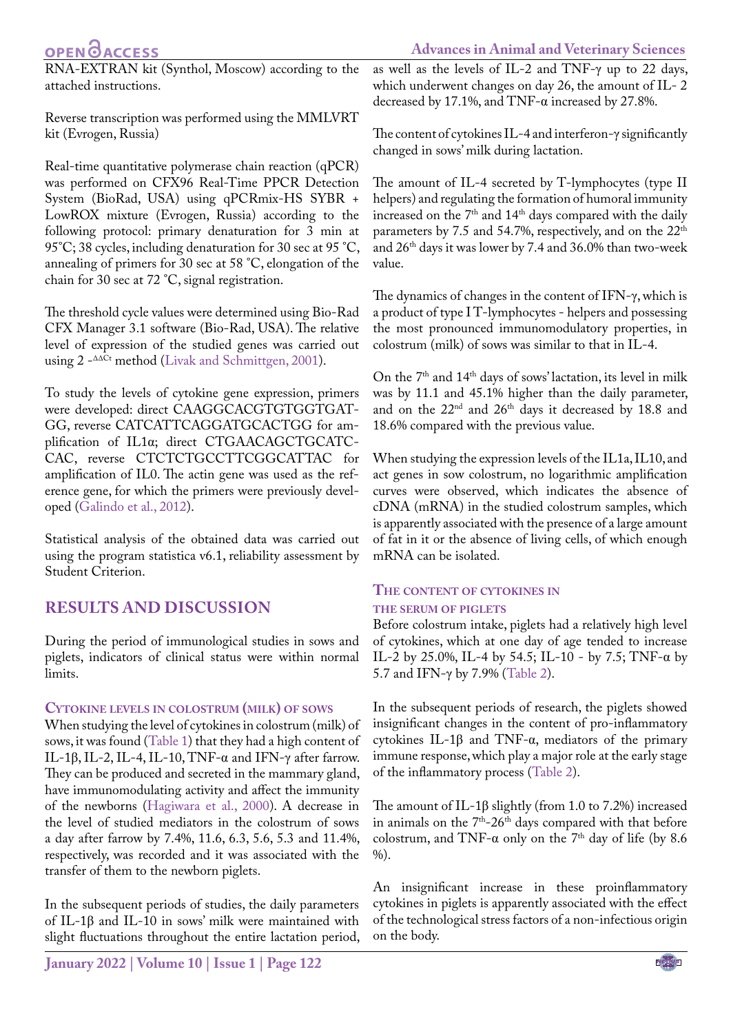RNA-EXTRAN kit (Synthol, Moscow) according to the attached instructions.

Reverse transcription was performed using the MMLVRT kit (Evrogen, Russia)

Real-time quantitative polymerase chain reaction (qPCR) was performed on CFX96 Real-Time PPCR Detection System (BioRad, USA) using qPCRmix-HS SYBR + LowROX mixture (Evrogen, Russia) according to the following protocol: primary denaturation for 3 min at 95˚C; 38 cycles, including denaturation for 30 sec at 95 ˚C, annealing of primers for 30 sec at 58 ˚C, elongation of the chain for 30 sec at 72 ˚C, signal registration.

The threshold cycle values were determined using Bio-Rad CFX Manager 3.1 software (Bio-Rad, USA). The relative level of expression of the studied genes was carried out using $2^{-\Delta\Delta Ct}$ method (Livak and Schmittgen, 2001).

To study the levels of cytokine gene expression, primers were developed: direct CAAGGCACGTGTGGTGATGG, reverse CATCATTCAGGATGCACTGG for amplification of IL1α; direct CTGAACAGCTGCATCCAC, reverse CTCTCTGCCTTCGGCATTAC for amplification of IL0. The actin gene was used as the reference gene, for which the primers were previously developed (Galindo et al., 2012).

Statistical analysis of the obtained data was carried out using the program statistica v6.1, reliability assessment by Student Criterion.

## RESULTS AND DISCUSSION

During the period of immunological studies in sows and piglets, indicators of clinical status were within normal limits.

### Cytokine levels in colostrum (milk) of sows

When studying the level of cytokines in colostrum (milk) of sows, it was found (Table 1) that they had a high content of IL-1β, IL-2, IL-4, IL-10, TNF-α and IFN-γ after farrow. They can be produced and secreted in the mammary gland, have immunomodulating activity and affect the immunity of the newborns (Hagiwara et al., 2000). A decrease in the level of studied mediators in the colostrum of sows a day after farrow by 7.4%, 11.6, 6.3, 5.6, 5.3 and 11.4%, respectively, was recorded and it was associated with the transfer of them to the newborn piglets.

In the subsequent periods of studies, the daily parameters of IL-1β and IL-10 in sows' milk were maintained with slight fluctuations throughout the entire lactation period, as well as the levels of IL-2 and TNF-γ up to 22 days, which underwent changes on day 26, the amount of IL- 2 decreased by 17.1%, and TNF-α increased by 27.8%.

The content of cytokines IL-4 and interferon-γ significantly changed in sows' milk during lactation.

The amount of IL-4 secreted by T-lymphocytes (type II helpers) and regulating the formation of humoral immunity increased on the 7th and 14th days compared with the daily parameters by 7.5 and 54.7%, respectively, and on the 22nd and 26th days it was lower by 7.4 and 36.0% than two-week value.

The dynamics of changes in the content of IFN-γ, which is a product of type I T-lymphocytes - helpers and possessing the most pronounced immunomodulatory properties, in colostrum (milk) of sows was similar to that in IL-4.

On the 7th and 14th days of sows' lactation, its level in milk was by 11.1 and 45.1% higher than the daily parameter, and on the 22nd and 26th days it decreased by 18.8 and 18.6% compared with the previous value.

When studying the expression levels of the IL1a, IL10, and act genes in sow colostrum, no logarithmic amplification curves were observed, which indicates the absence of cDNA (mRNA) in the studied colostrum samples, which is apparently associated with the presence of a large amount of fat in it or the absence of living cells, of which enough mRNA can be isolated.

### The content of cytokines in the serum of piglets

Before colostrum intake, piglets had a relatively high level of cytokines, which at one day of age tended to increase IL-2 by 25.0%, IL-4 by 54.5; IL-10 - by 7.5; TNF-α by 5.7 and IFN-γ by 7.9% (Table 2).

In the subsequent periods of research, the piglets showed insignificant changes in the content of pro-inflammatory cytokines IL-1β and TNF-α, mediators of the primary immune response, which play a major role at the early stage of the inflammatory process (Table 2).

The amount of IL-1β slightly (from 1.0 to 7.2%) increased in animals on the 7th-26th days compared with that before colostrum, and TNF-α only on the 7th day of life (by 8.6 %).

An insignificant increase in these proinflammatory cytokines in piglets is apparently associated with the effect of the technological stress factors of a non-infectious origin on the body.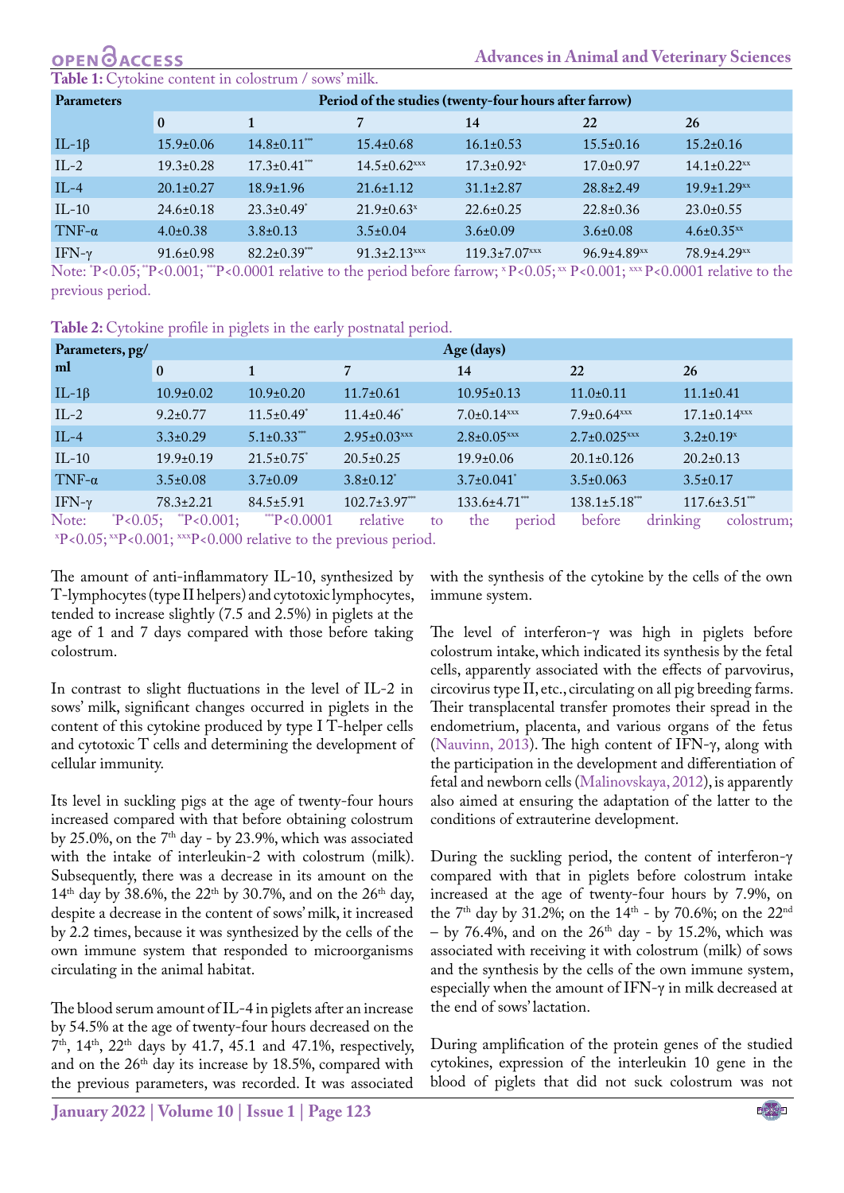**Table 1:** Cytokine content in colostrum / sows' milk.

| Parameters | Period of the studies (twenty-four hours after farrow) | | | | | |
|---|---|---|---|---|---|---|
| | 0 | 1 | 7 | 14 | 22 | 26 |
| IL-1β | 15.9±0.06 | 14.8±0.11*** | 15.4±0.68 | 16.1±0.53 | 15.5±0.16 | 15.2±0.16 |
| IL-2 | 19.3±0.28 | 17.3±0.41*** | 14.5±0.62xxx | 17.3±0.92x | 17.0±0.97 | 14.1±0.22xx |
| IL-4 | 20.1±0.27 | 18.9±1.96 | 21.6±1.12 | 31.1±2.87 | 28.8±2.49 | 19.9±1.29xx |
| IL-10 | 24.6±0.18 | 23.3±0.49* | 21.9±0.63x | 22.6±0.25 | 22.8±0.36 | 23.0±0.55 |
| TNF-α | 4.0±0.38 | 3.8±0.13 | 3.5±0.04 | 3.6±0.09 | 3.6±0.08 | 4.6±0.35xx |
| IFN-γ | 91.6±0.98 | 82.2±0.39*** | 91.3±2.13xxx | 119.3±7.07xxx | 96.9±4.89xx | 78.9±4.29xx |

Note: *P<0.05; **P<0.001; ***P<0.0001 relative to the period before farrow; x P<0.05; xx P<0.001; xxx P<0.0001 relative to the previous period.

**Table 2:** Cytokine profile in piglets in the early postnatal period.

| Parameters, pg/ ml | Age (days) | | | | | |
|---|---|---|---|---|---|---|
| | 0 | 1 | 7 | 14 | 22 | 26 |
| IL-1β | 10.9±0.02 | 10.9±0.20 | 11.7±0.61 | 10.95±0.13 | 11.0±0.11 | 11.1±0.41 |
| IL-2 | 9.2±0.77 | 11.5±0.49* | 11.4±0.46* | 7.0±0.14xxx | 7.9±0.64xxx | 17.1±0.14xxx |
| IL-4 | 3.3±0.29 | 5.1±0.33*** | 2.95±0.03xxx | 2.8±0.05xxx | 2.7±0.025xxx | 3.2±0.19x |
| IL-10 | 19.9±0.19 | 21.5±0.75* | 20.5±0.25 | 19.9±0.06 | 20.1±0.126 | 20.2±0.13 |
| TNF-α | 3.5±0.08 | 3.7±0.09 | 3.8±0.12* | 3.7±0.041* | 3.5±0.063 | 3.5±0.17 |
| IFN-γ | 78.3±2.21 | 84.5±5.91 | 102.7±3.97*** | 133.6±4.71*** | 138.1±5.18*** | 117.6±3.51*** |

Note: *P<0.05; **P<0.001; ***P<0.0001 relative to the period before drinking colostrum; xP<0.05; xxP<0.001; xxxP<0.000 relative to the previous period.

The amount of anti-inflammatory IL-10, synthesized by T-lymphocytes (type II helpers) and cytotoxic lymphocytes, tended to increase slightly (7.5 and 2.5%) in piglets at the age of 1 and 7 days compared with those before taking colostrum.

In contrast to slight fluctuations in the level of IL-2 in sows' milk, significant changes occurred in piglets in the content of this cytokine produced by type I T-helper cells and cytotoxic T cells and determining the development of cellular immunity.

Its level in suckling pigs at the age of twenty-four hours increased compared with that before obtaining colostrum by 25.0%, on the 7th day - by 23.9%, which was associated with the intake of interleukin-2 with colostrum (milk). Subsequently, there was a decrease in its amount on the 14th day by 38.6%, the 22th by 30.7%, and on the 26th day, despite a decrease in the content of sows' milk, it increased by 2.2 times, because it was synthesized by the cells of the own immune system that responded to microorganisms circulating in the animal habitat.

The blood serum amount of IL-4 in piglets after an increase by 54.5% at the age of twenty-four hours decreased on the 7th, 14th, 22th days by 41.7, 45.1 and 47.1%, respectively, and on the 26th day its increase by 18.5%, compared with the previous parameters, was recorded. It was associated with the synthesis of the cytokine by the cells of the own immune system.

The level of interferon-γ was high in piglets before colostrum intake, which indicated its synthesis by the fetal cells, apparently associated with the effects of parvovirus, circovirus type II, etc., circulating on all pig breeding farms. Their transplacental transfer promotes their spread in the endometrium, placenta, and various organs of the fetus (Nauvinn, 2013). The high content of IFN-γ, along with the participation in the development and differentiation of fetal and newborn cells (Malinovskaya, 2012), is apparently also aimed at ensuring the adaptation of the latter to the conditions of extrauterine development.

During the suckling period, the content of interferon-γ compared with that in piglets before colostrum intake increased at the age of twenty-four hours by 7.9%, on the 7th day by 31.2%; on the 14th - by 70.6%; on the 22nd – by 76.4%, and on the 26th day - by 15.2%, which was associated with receiving it with colostrum (milk) of sows and the synthesis by the cells of the own immune system, especially when the amount of IFN-γ in milk decreased at the end of sows' lactation.

During amplification of the protein genes of the studied cytokines, expression of the interleukin 10 gene in the blood of piglets that did not suck colostrum was not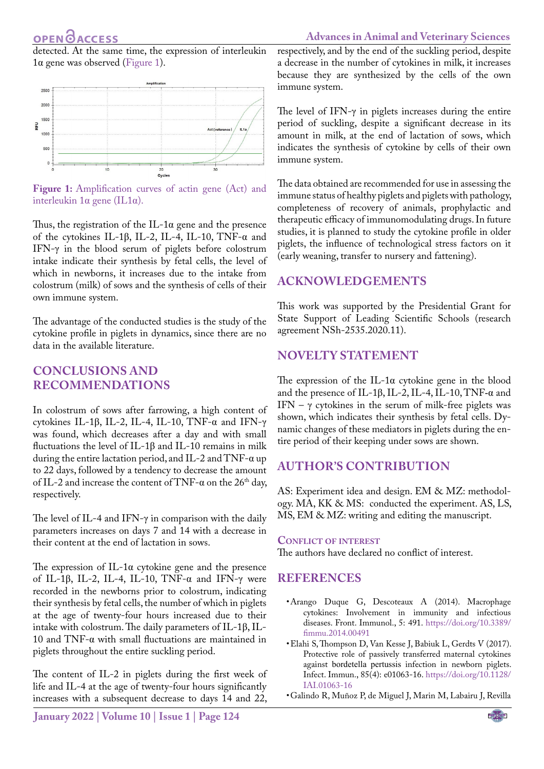detected. At the same time, the expression of interleukin 1α gene was observed (Figure 1).

**Figure 1:** Amplification curves of actin gene (Act) and interleukin 1α gene (IL1α).

Thus, the registration of the IL-1α gene and the presence of the cytokines IL-1β, IL-2, IL-4, IL-10, TNF-α and IFN-γ in the blood serum of piglets before colostrum intake indicate their synthesis by fetal cells, the level of which in newborns, it increases due to the intake from colostrum (milk) of sows and the synthesis of cells of their own immune system.

The advantage of the conducted studies is the study of the cytokine profile in piglets in dynamics, since there are no data in the available literature.

## CONCLUSIONS AND RECOMMENDATIONS

In colostrum of sows after farrowing, a high content of cytokines IL-1β, IL-2, IL-4, IL-10, TNF-α and IFN-γ was found, which decreases after a day and with small fluctuations the level of IL-1β and IL-10 remains in milk during the entire lactation period, and IL-2 and TNF-α up to 22 days, followed by a tendency to decrease the amount of IL-2 and increase the content of TNF-α on the 26th day, respectively.

The level of IL-4 and IFN-γ in comparison with the daily parameters increases on days 7 and 14 with a decrease in their content at the end of lactation in sows.

The expression of IL-1α cytokine gene and the presence of IL-1β, IL-2, IL-4, IL-10, TNF-α and IFN-γ were recorded in the newborns prior to colostrum, indicating their synthesis by fetal cells, the number of which in piglets at the age of twenty-four hours increased due to their intake with colostrum. The daily parameters of IL-1β, IL-10 and TNF-α with small fluctuations are maintained in piglets throughout the entire suckling period.

The content of IL-2 in piglets during the first week of life and IL-4 at the age of twenty-four hours significantly increases with a subsequent decrease to days 14 and 22, respectively, and by the end of the suckling period, despite a decrease in the number of cytokines in milk, it increases because they are synthesized by the cells of the own immune system.

The level of IFN-γ in piglets increases during the entire period of suckling, despite a significant decrease in its amount in milk, at the end of lactation of sows, which indicates the synthesis of cytokine by cells of their own immune system.

The data obtained are recommended for use in assessing the immune status of healthy piglets and piglets with pathology, completeness of recovery of animals, prophylactic and therapeutic efficacy of immunomodulating drugs. In future studies, it is planned to study the cytokine profile in older piglets, the influence of technological stress factors on it (early weaning, transfer to nursery and fattening).

## ACKNOWLEDGEMENTS

This work was supported by the Presidential Grant for State Support of Leading Scientific Schools (research agreement NSh-2535.2020.11).

## NOVELTY STATEMENT

The expression of the IL-1α cytokine gene in the blood and the presence of IL-1β, IL-2, IL-4, IL-10, TNF-α and IFN – γ cytokines in the serum of milk-free piglets was shown, which indicates their synthesis by fetal cells. Dynamic changes of these mediators in piglets during the entire period of their keeping under sows are shown.

## AUTHOR'S CONTRIBUTION

AS: Experiment idea and design. EM & MZ: methodology. MA, KK & MS: conducted the experiment. AS, LS, MS, EM & MZ: writing and editing the manuscript.

### Conflict of interest

The authors have declared no conflict of interest.

## REFERENCES

- Arango Duque G, Descoteaux A (2014). Macrophage cytokines: Involvement in immunity and infectious diseases. Front. Immunol., 5: 491. https://doi.org/10.3389/fimmu.2014.00491
- Elahi S, Thompson D, Van Kesse J, Babiuk L, Gerdts V (2017). Protective role of passively transferred maternal cytokines against bordetella pertussis infection in newborn piglets. Infect. Immun., 85(4): e01063-16. https://doi.org/10.1128/IAI.01063-16
- Galindo R, Muñoz P, de Miguel J, Marin M, Labairu J, Revilla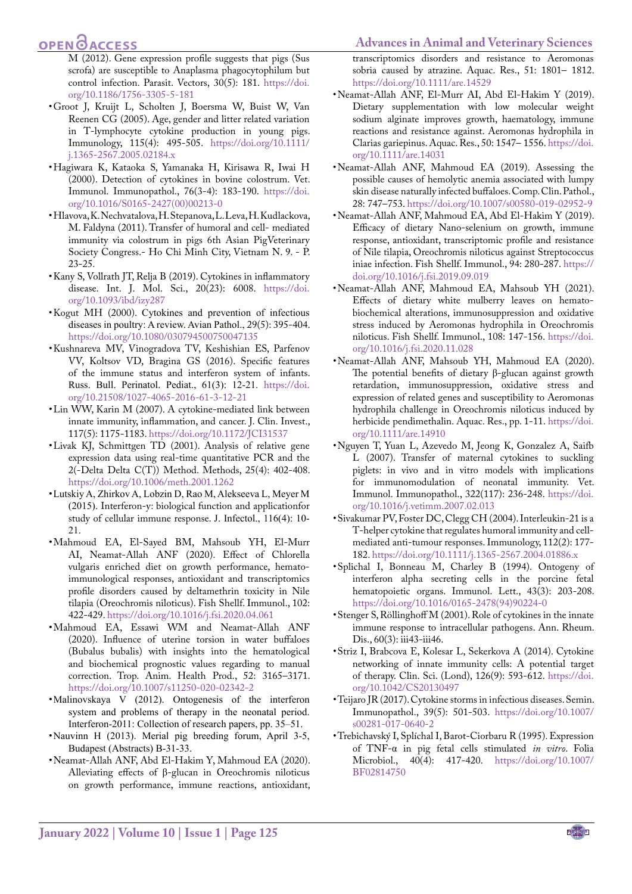M (2012). Gene expression profile suggests that pigs (Sus scrofa) are susceptible to Anaplasma phagocytophilum but control infection. Parasit. Vectors, 30(5): 181. https://doi.org/10.1186/1756-3305-5-181

- Groot J, Kruijt L, Scholten J, Boersma W, Buist W, Van Reenen CG (2005). Age, gender and litter related variation in T-lymphocyte cytokine production in young pigs. Immunology, 115(4): 495-505. https://doi.org/10.1111/j.1365-2567.2005.02184.x
- Hagiwara K, Kataoka S, Yamanaka H, Kirisawa R, Iwai H (2000). Detection of cytokines in bovine colostrum. Vet. Immunol. Immunopathol., 76(3-4): 183-190. https://doi.org/10.1016/S0165-2427(00)00213-0
- Hlavova, K. Nechvatalova, H. Stepanova, L. Leva, H. Kudlackova, M. Faldyna (2011). Transfer of humoral and cell- mediated immunity via colostrum in pigs 6th Asian PigVeterinary Society Congress.- Ho Chi Minh City, Vietnam N. 9. - P. 23-25.
- Kany S, Vollrath JT, Relja B (2019). Cytokines in inflammatory disease. Int. J. Mol. Sci., 20(23): 6008. https://doi.org/10.1093/ibd/izy287
- Kogut MH (2000). Cytokines and prevention of infectious diseases in poultry: A review. Avian Pathol., 29(5): 395-404. https://doi.org/10.1080/030794500750047135
- Kushnareva MV, Vinogradova TV, Keshishian ES, Parfenov VV, Koltsov VD, Bragina GS (2016). Specific features of the immune status and interferon system of infants. Russ. Bull. Perinatol. Pediat., 61(3): 12-21. https://doi.org/10.21508/1027-4065-2016-61-3-12-21
- Lin WW, Karin M (2007). A cytokine-mediated link between innate immunity, inflammation, and cancer. J. Clin. Invest., 117(5): 1175-1183. https://doi.org/10.1172/JCI31537
- Livak KJ, Schmittgen TD (2001). Analysis of relative gene expression data using real-time quantitative PCR and the 2(-Delta Delta C(T)) Method. Methods, 25(4): 402-408. https://doi.org/10.1006/meth.2001.1262
- Lutskiy A, Zhirkov A, Lobzin D, Rao M, Alekseeva L, Meyer M (2015). Interferon-γ: biological function and applicationfor study of cellular immune response. J. Infectol., 116(4): 10-21.
- Mahmoud EA, El-Sayed BM, Mahsoub YH, El-Murr AI, Neamat-Allah ANF (2020). Effect of Chlorella vulgaris enriched diet on growth performance, hemato-immunological responses, antioxidant and transcriptomics profile disorders caused by deltamethrin toxicity in Nile tilapia (Oreochromis niloticus). Fish Shellf. Immunol., 102: 422-429. https://doi.org/10.1016/j.fsi.2020.04.061
- Mahmoud EA, Essawi WM and Neamat-Allah ANF (2020). Influence of uterine torsion in water buffaloes (Bubalus bubalis) with insights into the hematological and biochemical prognostic values regarding to manual correction. Trop. Anim. Health Prod., 52: 3165–3171. https://doi.org/10.1007/s11250-020-02342-2
- Malinovskaya V (2012). Ontogenesis of the interferon system and problems of therapy in the neonatal period. Interferon-2011: Collection of research papers, pp. 35–51.
- Nauvinn H (2013). Merial pig breeding forum, April 3-5, Budapest (Abstracts) B-31-33.
- Neamat-Allah ANF, Abd El-Hakim Y, Mahmoud EA (2020). Alleviating effects of β-glucan in Oreochromis niloticus on growth performance, immune reactions, antioxidant, transcriptomics disorders and resistance to Aeromonas sobria caused by atrazine. Aquac. Res., 51: 1801– 1812. https://doi.org/10.1111/are.14529
- Neamat-Allah ANF, El-Murr AI, Abd El-Hakim Y (2019). Dietary supplementation with low molecular weight sodium alginate improves growth, haematology, immune reactions and resistance against. Aeromonas hydrophila in Clarias gariepinus. Aquac. Res., 50: 1547– 1556. https://doi.org/10.1111/are.14031
- Neamat-Allah ANF, Mahmoud EA (2019). Assessing the possible causes of hemolytic anemia associated with lumpy skin disease naturally infected buffaloes. Comp. Clin. Pathol., 28: 747–753. https://doi.org/10.1007/s00580-019-02952-9
- Neamat-Allah ANF, Mahmoud EA, Abd El-Hakim Y (2019). Efficacy of dietary Nano-selenium on growth, immune response, antioxidant, transcriptomic profile and resistance of Nile tilapia, Oreochromis niloticus against Streptococcus iniae infection. Fish Shellf. Immunol., 94: 280-287. https://doi.org/10.1016/j.fsi.2019.09.019
- Neamat-Allah ANF, Mahmoud EA, Mahsoub YH (2021). Effects of dietary white mulberry leaves on hemato-biochemical alterations, immunosuppression and oxidative stress induced by Aeromonas hydrophila in Oreochromis niloticus. Fish Shellf. Immunol., 108: 147-156. https://doi.org/10.1016/j.fsi.2020.11.028
- Neamat-Allah ANF, Mahsoub YH, Mahmoud EA (2020). The potential benefits of dietary β-glucan against growth retardation, immunosuppression, oxidative stress and expression of related genes and susceptibility to Aeromonas hydrophila challenge in Oreochromis niloticus induced by herbicide pendimethalin. Aquac. Res., pp. 1-11. https://doi.org/10.1111/are.14910
- Nguyen T, Yuan L, Azevedo M, Jeong K, Gonzalez A, Saifb L (2007). Transfer of maternal cytokines to suckling piglets: in vivo and in vitro models with implications for immunomodulation of neonatal immunity. Vet. Immunol. Immunopathol., 322(117): 236-248. https://doi.org/10.1016/j.vetimm.2007.02.013
- Sivakumar PV, Foster DC, Clegg CH (2004). Interleukin-21 is a T-helper cytokine that regulates humoral immunity and cell-mediated anti-tumour responses. Immunology, 112(2): 177-182. https://doi.org/10.1111/j.1365-2567.2004.01886.x
- Splichal I, Bonneau M, Charley B (1994). Ontogeny of interferon alpha secreting cells in the porcine fetal hematopoietic organs. Immunol. Lett., 43(3): 203-208. https://doi.org/10.1016/0165-2478(94)90224-0
- Stenger S, Röllinghoff M (2001). Role of cytokines in the innate immune response to intracellular pathogens. Ann. Rheum. Dis., 60(3): iii43-iii46.
- Striz I, Brabcova E, Kolesar L, Sekerkova A (2014). Cytokine networking of innate immunity cells: A potential target of therapy. Clin. Sci. (Lond), 126(9): 593-612. https://doi.org/10.1042/CS20130497
- Teijaro JR (2017). Cytokine storms in infectious diseases. Semin. Immunopathol., 39(5): 501-503. https://doi.org/10.1007/s00281-017-0640-2
- Trebichavský I, Splíchal I, Barot-Ciorbaru R (1995). Expression of TNF-α in pig fetal cells stimulated *in vitro*. Folia Microbiol., 40(4): 417-420. https://doi.org/10.1007/BF02814750